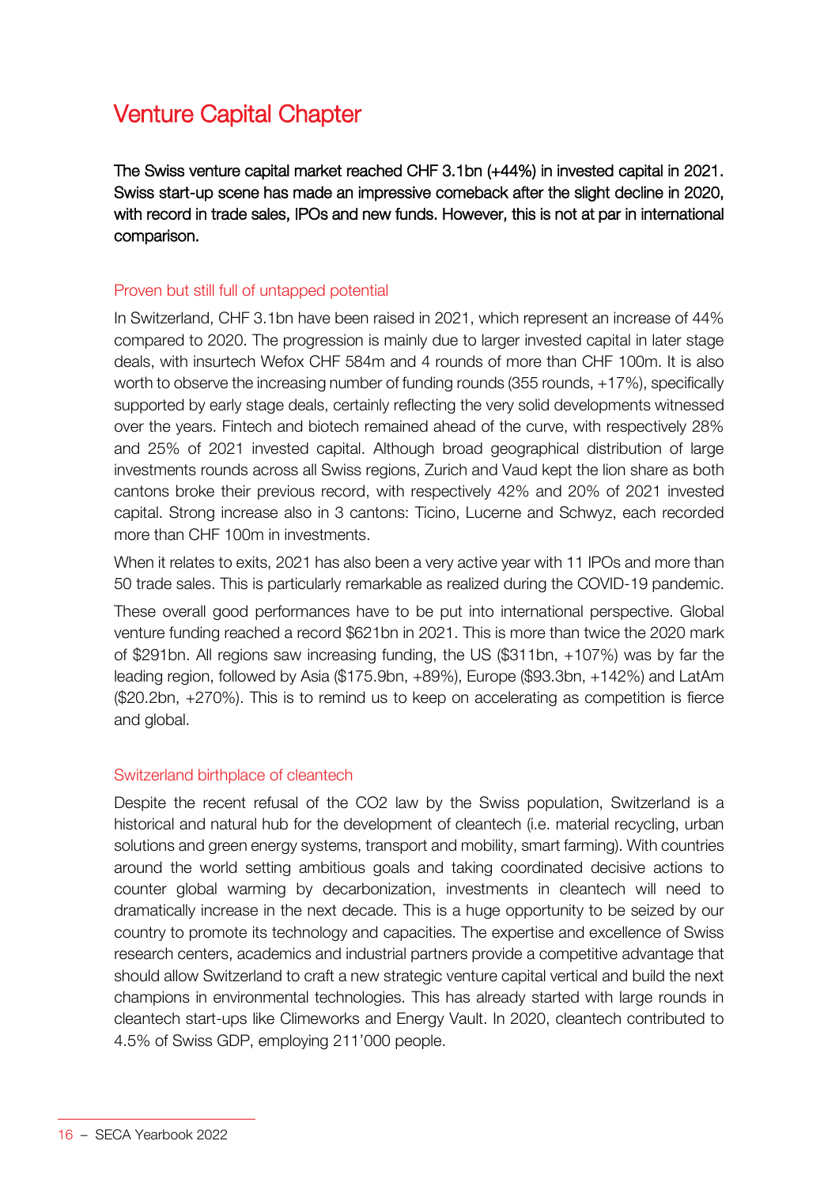# Venture Capital Chapter

**The Swiss venture capital market reached CHF 3.1bn (+44%) in invested capital in 2021. Swiss start-up scene has made an impressive comeback after the slight decline in 2020, with record in trade sales, IPOs and new funds. However, this is not at par in international comparison.**

## Proven but still full of untapped potential

In Switzerland, CHF 3.1bn have been raised in 2021, which represent an increase of 44% compared to 2020. The progression is mainly due to larger invested capital in later stage deals, with insurtech Wefox CHF 584m and 4 rounds of more than CHF 100m. It is also worth to observe the increasing number of funding rounds (355 rounds, +17%), specifically supported by early stage deals, certainly reflecting the very solid developments witnessed over the years. Fintech and biotech remained ahead of the curve, with respectively 28% and 25% of 2021 invested capital. Although broad geographical distribution of large investments rounds across all Swiss regions, Zurich and Vaud kept the lion share as both cantons broke their previous record, with respectively 42% and 20% of 2021 invested capital. Strong increase also in 3 cantons: Ticino, Lucerne and Schwyz, each recorded more than CHF 100m in investments.

When it relates to exits, 2021 has also been a very active year with 11 IPOs and more than 50 trade sales. This is particularly remarkable as realized during the COVID-19 pandemic.

These overall good performances have to be put into international perspective. Global venture funding reached a record $621bn in 2021. This is more than twice the 2020 mark of $291bn. All regions saw increasing funding, the US ($311bn, +107%) was by far the leading region, followed by Asia ($175.9bn, +89%), Europe ($93.3bn, +142%) and LatAm ($20.2bn, +270%). This is to remind us to keep on accelerating as competition is fierce and global.

## Switzerland birthplace of cleantech

Despite the recent refusal of the CO2 law by the Swiss population, Switzerland is a historical and natural hub for the development of cleantech (i.e. material recycling, urban solutions and green energy systems, transport and mobility, smart farming). With countries around the world setting ambitious goals and taking coordinated decisive actions to counter global warming by decarbonization, investments in cleantech will need to dramatically increase in the next decade. This is a huge opportunity to be seized by our country to promote its technology and capacities. The expertise and excellence of Swiss research centers, academics and industrial partners provide a competitive advantage that should allow Switzerland to craft a new strategic venture capital vertical and build the next champions in environmental technologies. This has already started with large rounds in cleantech start-ups like Climeworks and Energy Vault. In 2020, cleantech contributed to 4.5% of Swiss GDP, employing 211'000 people.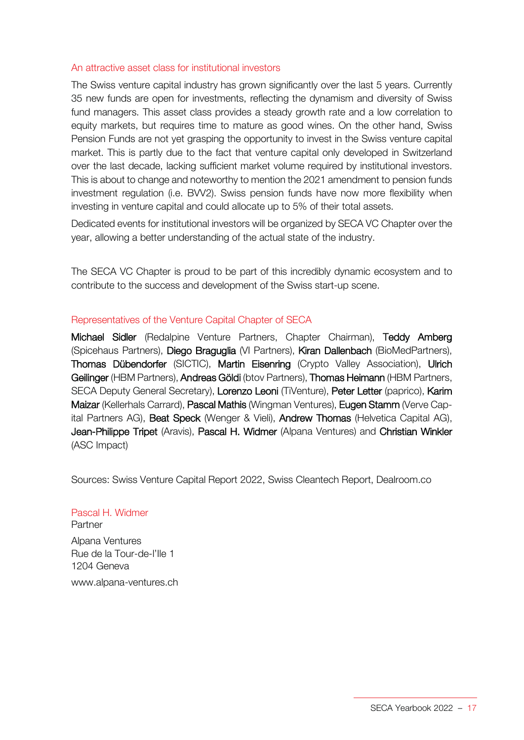## An attractive asset class for institutional investors

The Swiss venture capital industry has grown significantly over the last 5 years. Currently 35 new funds are open for investments, reflecting the dynamism and diversity of Swiss fund managers. This asset class provides a steady growth rate and a low correlation to equity markets, but requires time to mature as good wines. On the other hand, Swiss Pension Funds are not yet grasping the opportunity to invest in the Swiss venture capital market. This is partly due to the fact that venture capital only developed in Switzerland over the last decade, lacking sufficient market volume required by institutional investors. This is about to change and noteworthy to mention the 2021 amendment to pension funds investment regulation (i.e. BVV2). Swiss pension funds have now more flexibility when investing in venture capital and could allocate up to 5% of their total assets.

Dedicated events for institutional investors will be organized by SECA VC Chapter over the year, allowing a better understanding of the actual state of the industry.

The SECA VC Chapter is proud to be part of this incredibly dynamic ecosystem and to contribute to the success and development of the Swiss start-up scene.

## Representatives of the Venture Capital Chapter of SECA

Michael Sidler (Redalpine Venture Partners, Chapter Chairman), Teddy Amberg (Spicehaus Partners), Diego Braguglia (VI Partners), Kiran Dallenbach (BioMedPartners), Thomas Dübendorfer (SICTIC), Martin Eisenring (Crypto Valley Association), Ulrich Geilinger (HBM Partners), Andreas Göldi (btov Partners), Thomas Heimann (HBM Partners, SECA Deputy General Secretary), Lorenzo Leoni (TiVenture), Peter Letter (paprico), Karim Maizar (Kellerhals Carrard), Pascal Mathis (Wingman Ventures), Eugen Stamm (Verve Capital Partners AG), Beat Speck (Wenger & Vieli), Andrew Thomas (Helvetica Capital AG), Jean-Philippe Tripet (Aravis), Pascal H. Widmer (Alpana Ventures) and Christian Winkler (ASC Impact)

Sources: Swiss Venture Capital Report 2022, Swiss Cleantech Report, Dealroom.co

Pascal H. Widmer
Partner

Alpana Ventures
Rue de la Tour-de-l'Ile 1
1204 Geneva

www.alpana-ventures.ch